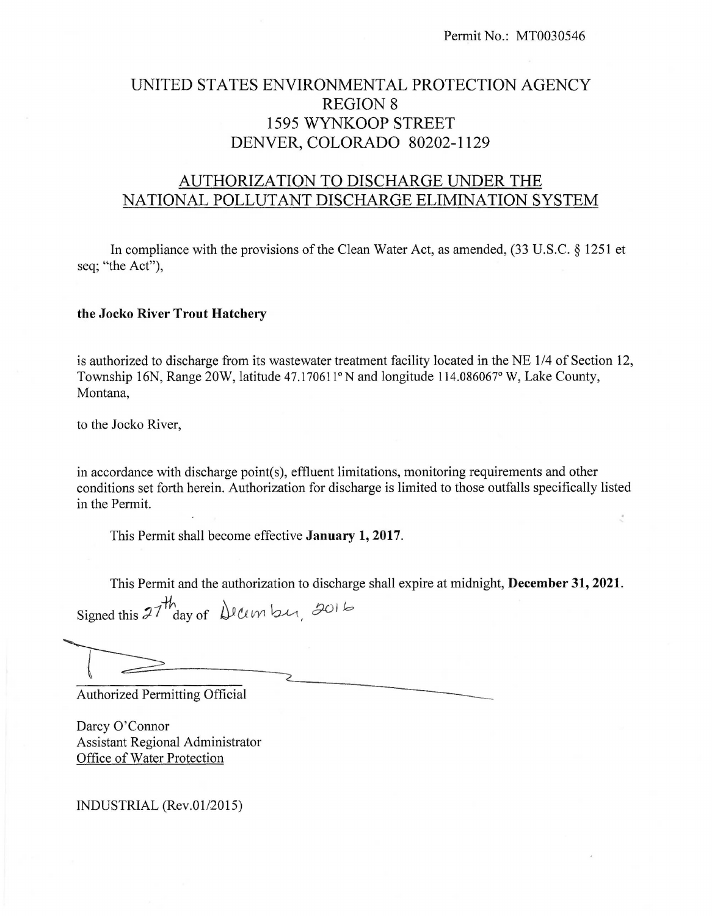Permit No.: MT0030546

# UNITED STATES ENVIRONMENTAL PROTECTION AGENCY
# REGION 8
# 1595 WYNKOOP STREET
# DENVER, COLORADO 80202-1129

## AUTHORIZATION TO DISCHARGE UNDER THE NATIONAL POLLUTANT DISCHARGE ELIMINATION SYSTEM

In compliance with the provisions of the Clean Water Act, as amended, (33 U.S.C. § 1251 et seq; "the Act"),

**the Jocko River Trout Hatchery**

is authorized to discharge from its wastewater treatment facility located in the NE 1/4 of Section 12, Township 16N, Range 20W, latitude 47.170611° N and longitude 114.086067° W, Lake County, Montana,

to the Jocko River,

in accordance with discharge point(s), effluent limitations, monitoring requirements and other conditions set forth herein. Authorization for discharge is limited to those outfalls specifically listed in the Permit.

This Permit shall become effective **January 1, 2017**.

This Permit and the authorization to discharge shall expire at midnight, **December 31, 2021**.

Signed this 27th day of December, 2016

Authorized Permitting Official

Darcy O'Connor
Assistant Regional Administrator
Office of Water Protection

INDUSTRIAL (Rev.01/2015)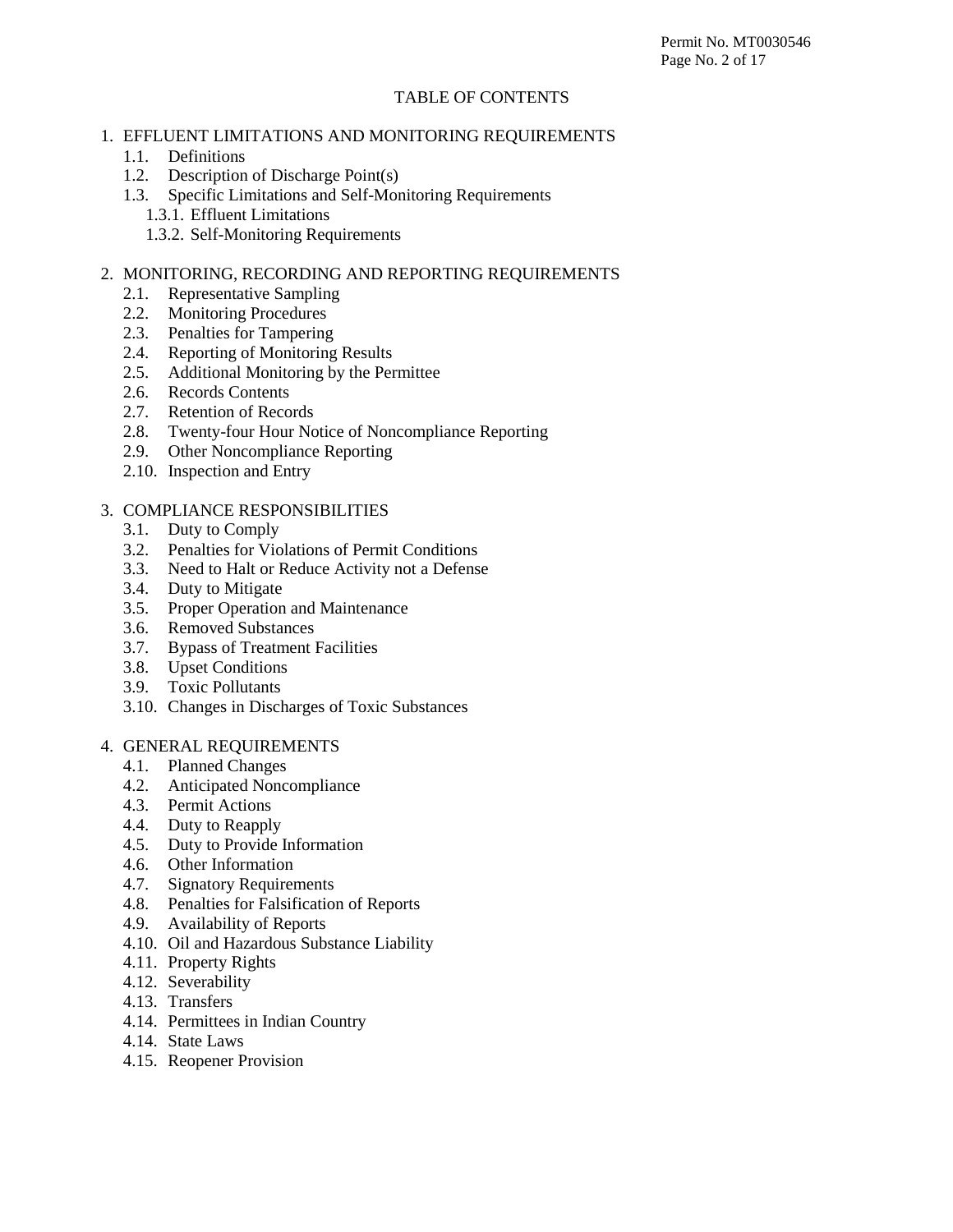# TABLE OF CONTENTS

1. EFFLUENT LIMITATIONS AND MONITORING REQUIREMENTS
   - 1.1. Definitions
   - 1.2. Description of Discharge Point(s)
   - 1.3. Specific Limitations and Self-Monitoring Requirements
     - 1.3.1. Effluent Limitations
     - 1.3.2. Self-Monitoring Requirements

2. MONITORING, RECORDING AND REPORTING REQUIREMENTS
   - 2.1. Representative Sampling
   - 2.2. Monitoring Procedures
   - 2.3. Penalties for Tampering
   - 2.4. Reporting of Monitoring Results
   - 2.5. Additional Monitoring by the Permittee
   - 2.6. Records Contents
   - 2.7. Retention of Records
   - 2.8. Twenty-four Hour Notice of Noncompliance Reporting
   - 2.9. Other Noncompliance Reporting
   - 2.10. Inspection and Entry

3. COMPLIANCE RESPONSIBILITIES
   - 3.1. Duty to Comply
   - 3.2. Penalties for Violations of Permit Conditions
   - 3.3. Need to Halt or Reduce Activity not a Defense
   - 3.4. Duty to Mitigate
   - 3.5. Proper Operation and Maintenance
   - 3.6. Removed Substances
   - 3.7. Bypass of Treatment Facilities
   - 3.8. Upset Conditions
   - 3.9. Toxic Pollutants
   - 3.10. Changes in Discharges of Toxic Substances

4. GENERAL REQUIREMENTS
   - 4.1. Planned Changes
   - 4.2. Anticipated Noncompliance
   - 4.3. Permit Actions
   - 4.4. Duty to Reapply
   - 4.5. Duty to Provide Information
   - 4.6. Other Information
   - 4.7. Signatory Requirements
   - 4.8. Penalties for Falsification of Reports
   - 4.9. Availability of Reports
   - 4.10. Oil and Hazardous Substance Liability
   - 4.11. Property Rights
   - 4.12. Severability
   - 4.13. Transfers
   - 4.14. Permittees in Indian Country
   - 4.14. State Laws
   - 4.15. Reopener Provision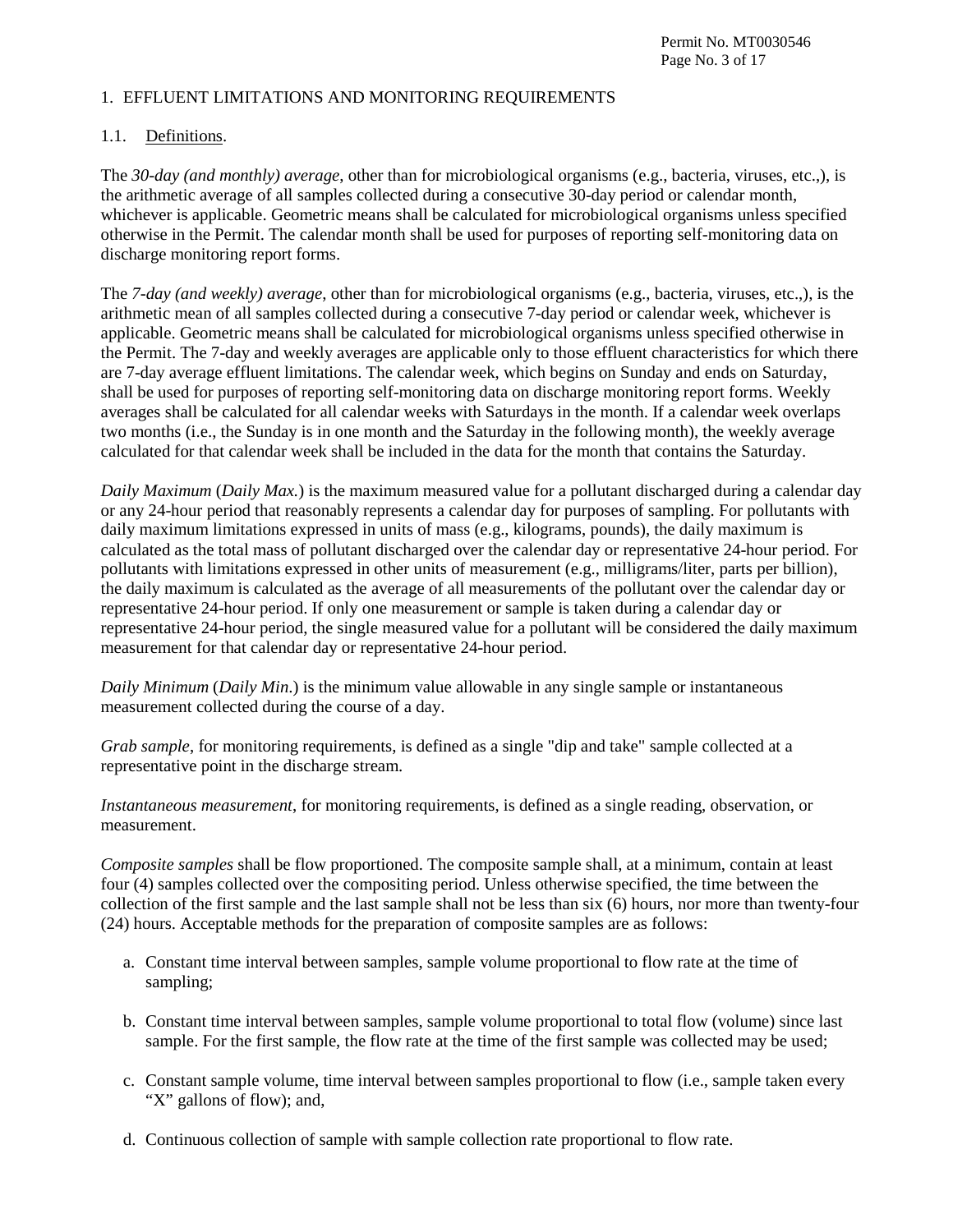## 1. EFFLUENT LIMITATIONS AND MONITORING REQUIREMENTS

### 1.1. Definitions.

The *30-day (and monthly) average*, other than for microbiological organisms (e.g., bacteria, viruses, etc.,), is the arithmetic average of all samples collected during a consecutive 30-day period or calendar month, whichever is applicable. Geometric means shall be calculated for microbiological organisms unless specified otherwise in the Permit. The calendar month shall be used for purposes of reporting self-monitoring data on discharge monitoring report forms.

The *7-day (and weekly) average*, other than for microbiological organisms (e.g., bacteria, viruses, etc.,), is the arithmetic mean of all samples collected during a consecutive 7-day period or calendar week, whichever is applicable. Geometric means shall be calculated for microbiological organisms unless specified otherwise in the Permit. The 7-day and weekly averages are applicable only to those effluent characteristics for which there are 7-day average effluent limitations. The calendar week, which begins on Sunday and ends on Saturday, shall be used for purposes of reporting self-monitoring data on discharge monitoring report forms. Weekly averages shall be calculated for all calendar weeks with Saturdays in the month. If a calendar week overlaps two months (i.e., the Sunday is in one month and the Saturday in the following month), the weekly average calculated for that calendar week shall be included in the data for the month that contains the Saturday.

*Daily Maximum* (*Daily Max.*) is the maximum measured value for a pollutant discharged during a calendar day or any 24-hour period that reasonably represents a calendar day for purposes of sampling. For pollutants with daily maximum limitations expressed in units of mass (e.g., kilograms, pounds), the daily maximum is calculated as the total mass of pollutant discharged over the calendar day or representative 24-hour period. For pollutants with limitations expressed in other units of measurement (e.g., milligrams/liter, parts per billion), the daily maximum is calculated as the average of all measurements of the pollutant over the calendar day or representative 24-hour period. If only one measurement or sample is taken during a calendar day or representative 24-hour period, the single measured value for a pollutant will be considered the daily maximum measurement for that calendar day or representative 24-hour period.

*Daily Minimum* (*Daily Min.*) is the minimum value allowable in any single sample or instantaneous measurement collected during the course of a day.

*Grab sample*, for monitoring requirements, is defined as a single "dip and take" sample collected at a representative point in the discharge stream.

*Instantaneous measurement*, for monitoring requirements, is defined as a single reading, observation, or measurement.

*Composite samples* shall be flow proportioned. The composite sample shall, at a minimum, contain at least four (4) samples collected over the compositing period. Unless otherwise specified, the time between the collection of the first sample and the last sample shall not be less than six (6) hours, nor more than twenty-four (24) hours. Acceptable methods for the preparation of composite samples are as follows:

a. Constant time interval between samples, sample volume proportional to flow rate at the time of sampling;

b. Constant time interval between samples, sample volume proportional to total flow (volume) since last sample. For the first sample, the flow rate at the time of the first sample was collected may be used;

c. Constant sample volume, time interval between samples proportional to flow (i.e., sample taken every "X" gallons of flow); and,

d. Continuous collection of sample with sample collection rate proportional to flow rate.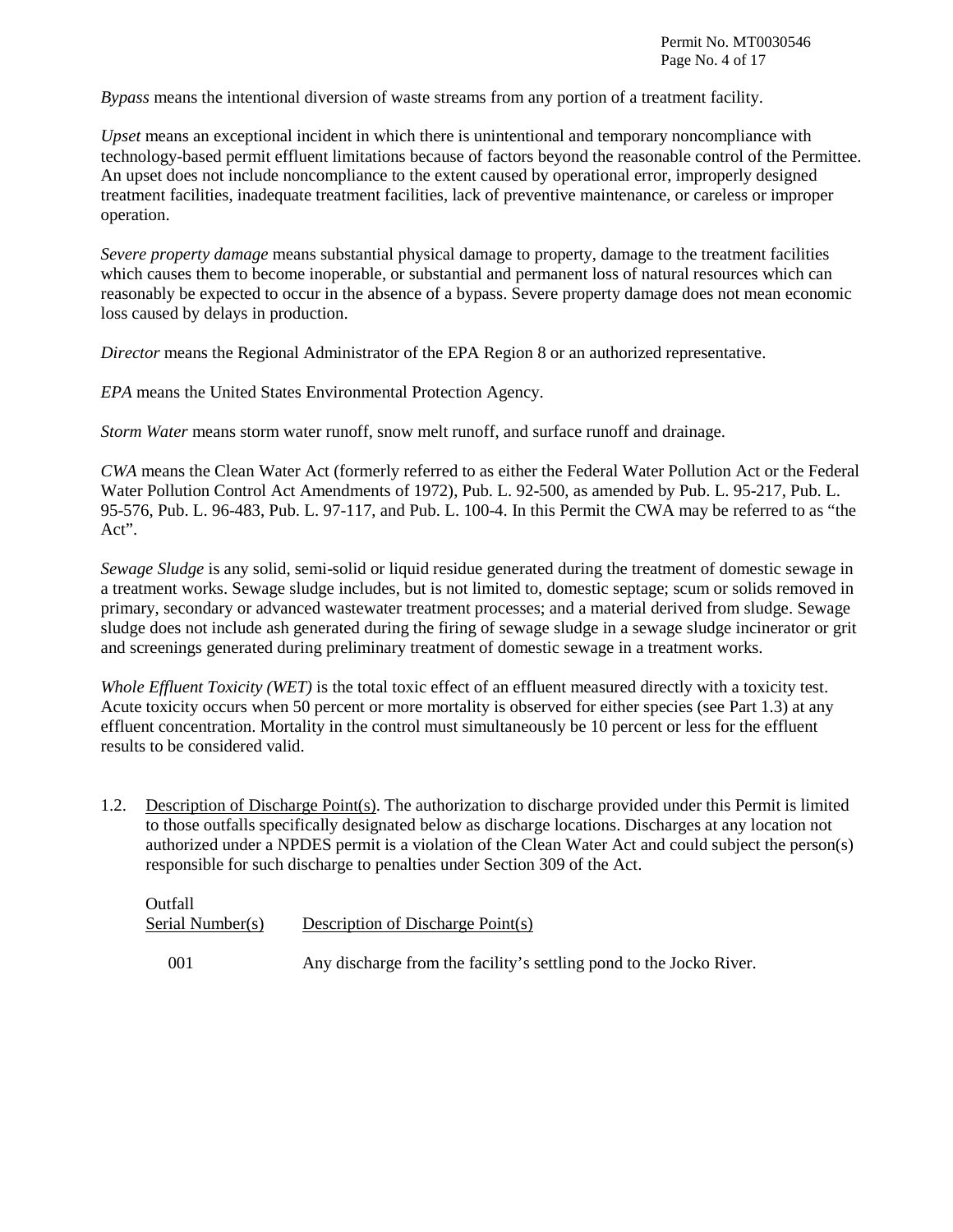*Bypass* means the intentional diversion of waste streams from any portion of a treatment facility.

*Upset* means an exceptional incident in which there is unintentional and temporary noncompliance with technology-based permit effluent limitations because of factors beyond the reasonable control of the Permittee. An upset does not include noncompliance to the extent caused by operational error, improperly designed treatment facilities, inadequate treatment facilities, lack of preventive maintenance, or careless or improper operation.

*Severe property damage* means substantial physical damage to property, damage to the treatment facilities which causes them to become inoperable, or substantial and permanent loss of natural resources which can reasonably be expected to occur in the absence of a bypass. Severe property damage does not mean economic loss caused by delays in production.

*Director* means the Regional Administrator of the EPA Region 8 or an authorized representative.

*EPA* means the United States Environmental Protection Agency.

*Storm Water* means storm water runoff, snow melt runoff, and surface runoff and drainage.

*CWA* means the Clean Water Act (formerly referred to as either the Federal Water Pollution Act or the Federal Water Pollution Control Act Amendments of 1972), Pub. L. 92-500, as amended by Pub. L. 95-217, Pub. L. 95-576, Pub. L. 96-483, Pub. L. 97-117, and Pub. L. 100-4. In this Permit the CWA may be referred to as "the Act".

*Sewage Sludge* is any solid, semi-solid or liquid residue generated during the treatment of domestic sewage in a treatment works. Sewage sludge includes, but is not limited to, domestic septage; scum or solids removed in primary, secondary or advanced wastewater treatment processes; and a material derived from sludge. Sewage sludge does not include ash generated during the firing of sewage sludge in a sewage sludge incinerator or grit and screenings generated during preliminary treatment of domestic sewage in a treatment works.

*Whole Effluent Toxicity (WET)* is the total toxic effect of an effluent measured directly with a toxicity test. Acute toxicity occurs when 50 percent or more mortality is observed for either species (see Part 1.3) at any effluent concentration. Mortality in the control must simultaneously be 10 percent or less for the effluent results to be considered valid.

1.2. Description of Discharge Point(s). The authorization to discharge provided under this Permit is limited to those outfalls specifically designated below as discharge locations. Discharges at any location not authorized under a NPDES permit is a violation of the Clean Water Act and could subject the person(s) responsible for such discharge to penalties under Section 309 of the Act.

| Outfall Serial Number(s) | Description of Discharge Point(s) |
|---|---|
| 001 | Any discharge from the facility's settling pond to the Jocko River. |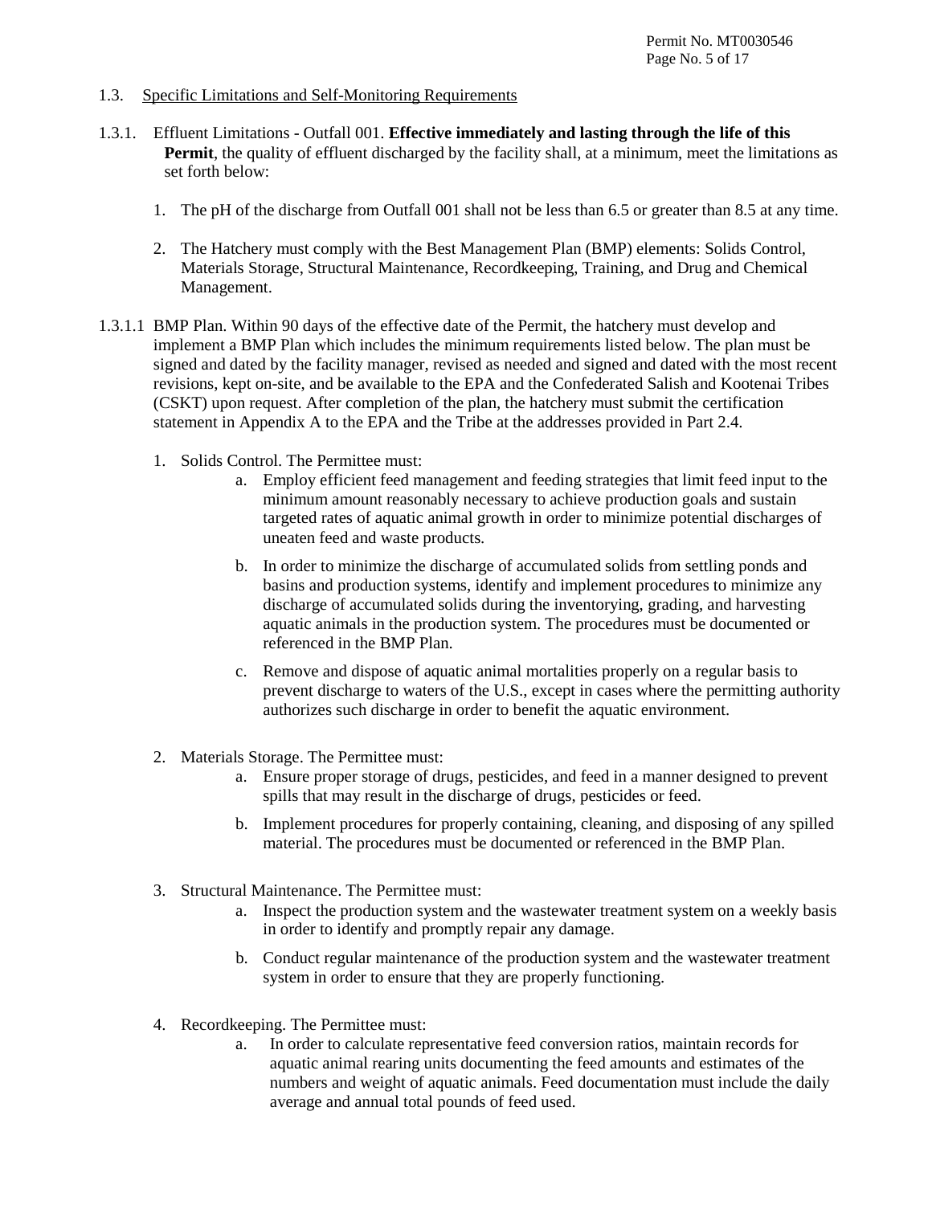1.3. Specific Limitations and Self-Monitoring Requirements

1.3.1. Effluent Limitations - Outfall 001. **Effective immediately and lasting through the life of this Permit**, the quality of effluent discharged by the facility shall, at a minimum, meet the limitations as set forth below:

1. The pH of the discharge from Outfall 001 shall not be less than 6.5 or greater than 8.5 at any time.
2. The Hatchery must comply with the Best Management Plan (BMP) elements: Solids Control, Materials Storage, Structural Maintenance, Recordkeeping, Training, and Drug and Chemical Management.

1.3.1.1 BMP Plan. Within 90 days of the effective date of the Permit, the hatchery must develop and implement a BMP Plan which includes the minimum requirements listed below. The plan must be signed and dated by the facility manager, revised as needed and signed and dated with the most recent revisions, kept on-site, and be available to the EPA and the Confederated Salish and Kootenai Tribes (CSKT) upon request. After completion of the plan, the hatchery must submit the certification statement in Appendix A to the EPA and the Tribe at the addresses provided in Part 2.4.

1. Solids Control. The Permittee must:
   a. Employ efficient feed management and feeding strategies that limit feed input to the minimum amount reasonably necessary to achieve production goals and sustain targeted rates of aquatic animal growth in order to minimize potential discharges of uneaten feed and waste products.
   b. In order to minimize the discharge of accumulated solids from settling ponds and basins and production systems, identify and implement procedures to minimize any discharge of accumulated solids during the inventorying, grading, and harvesting aquatic animals in the production system. The procedures must be documented or referenced in the BMP Plan.
   c. Remove and dispose of aquatic animal mortalities properly on a regular basis to prevent discharge to waters of the U.S., except in cases where the permitting authority authorizes such discharge in order to benefit the aquatic environment.

2. Materials Storage. The Permittee must:
   a. Ensure proper storage of drugs, pesticides, and feed in a manner designed to prevent spills that may result in the discharge of drugs, pesticides or feed.
   b. Implement procedures for properly containing, cleaning, and disposing of any spilled material. The procedures must be documented or referenced in the BMP Plan.

3. Structural Maintenance. The Permittee must:
   a. Inspect the production system and the wastewater treatment system on a weekly basis in order to identify and promptly repair any damage.
   b. Conduct regular maintenance of the production system and the wastewater treatment system in order to ensure that they are properly functioning.

4. Recordkeeping. The Permittee must:
   a. In order to calculate representative feed conversion ratios, maintain records for aquatic animal rearing units documenting the feed amounts and estimates of the numbers and weight of aquatic animals. Feed documentation must include the daily average and annual total pounds of feed used.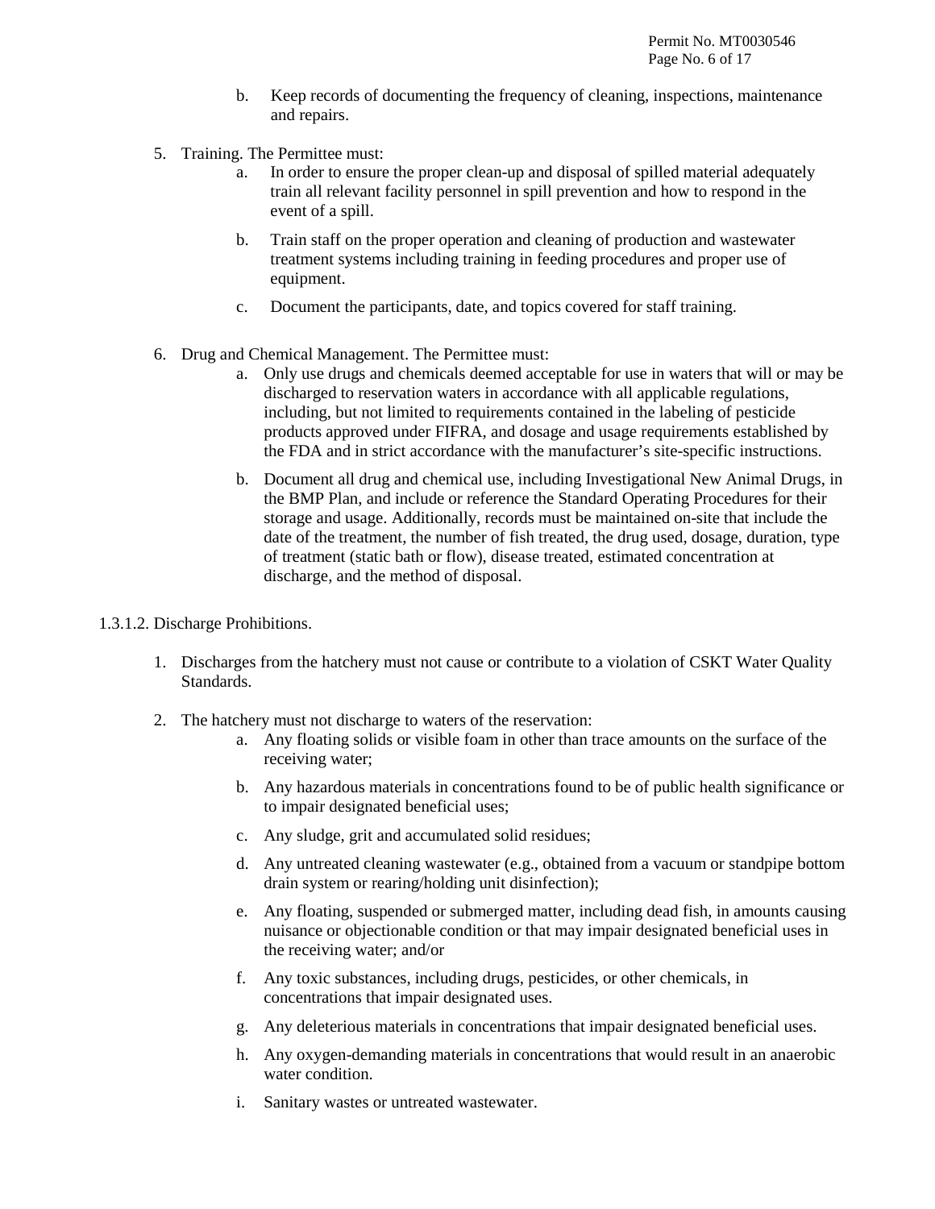b. Keep records of documenting the frequency of cleaning, inspections, maintenance and repairs.

5. Training. The Permittee must:
   a. In order to ensure the proper clean-up and disposal of spilled material adequately train all relevant facility personnel in spill prevention and how to respond in the event of a spill.
   b. Train staff on the proper operation and cleaning of production and wastewater treatment systems including training in feeding procedures and proper use of equipment.
   c. Document the participants, date, and topics covered for staff training.

6. Drug and Chemical Management. The Permittee must:
   a. Only use drugs and chemicals deemed acceptable for use in waters that will or may be discharged to reservation waters in accordance with all applicable regulations, including, but not limited to requirements contained in the labeling of pesticide products approved under FIFRA, and dosage and usage requirements established by the FDA and in strict accordance with the manufacturer's site-specific instructions.
   b. Document all drug and chemical use, including Investigational New Animal Drugs, in the BMP Plan, and include or reference the Standard Operating Procedures for their storage and usage. Additionally, records must be maintained on-site that include the date of the treatment, the number of fish treated, the drug used, dosage, duration, type of treatment (static bath or flow), disease treated, estimated concentration at discharge, and the method of disposal.

1.3.1.2. Discharge Prohibitions.

1. Discharges from the hatchery must not cause or contribute to a violation of CSKT Water Quality Standards.

2. The hatchery must not discharge to waters of the reservation:
   a. Any floating solids or visible foam in other than trace amounts on the surface of the receiving water;
   b. Any hazardous materials in concentrations found to be of public health significance or to impair designated beneficial uses;
   c. Any sludge, grit and accumulated solid residues;
   d. Any untreated cleaning wastewater (e.g., obtained from a vacuum or standpipe bottom drain system or rearing/holding unit disinfection);
   e. Any floating, suspended or submerged matter, including dead fish, in amounts causing nuisance or objectionable condition or that may impair designated beneficial uses in the receiving water; and/or
   f. Any toxic substances, including drugs, pesticides, or other chemicals, in concentrations that impair designated uses.
   g. Any deleterious materials in concentrations that impair designated beneficial uses.
   h. Any oxygen-demanding materials in concentrations that would result in an anaerobic water condition.
   i. Sanitary wastes or untreated wastewater.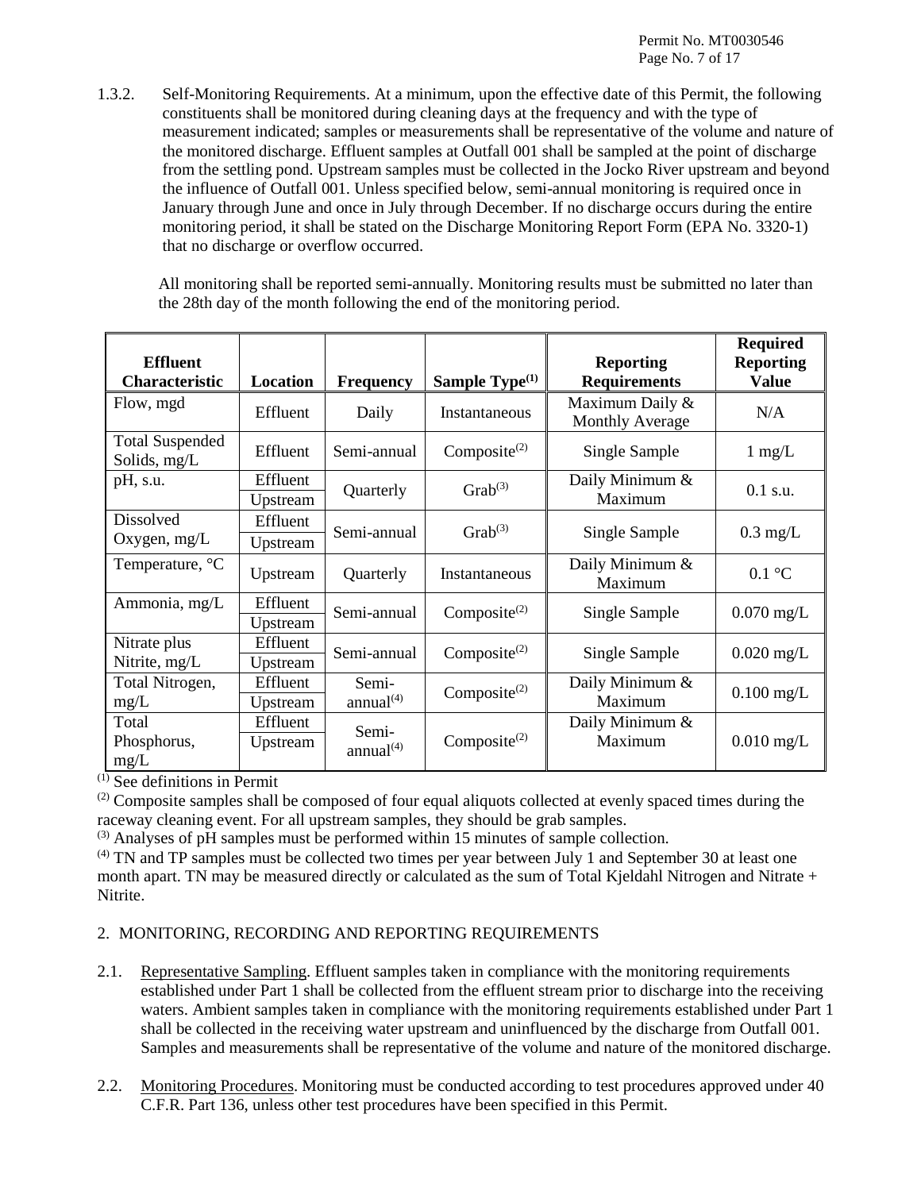1.3.2. Self-Monitoring Requirements. At a minimum, upon the effective date of this Permit, the following constituents shall be monitored during cleaning days at the frequency and with the type of measurement indicated; samples or measurements shall be representative of the volume and nature of the monitored discharge. Effluent samples at Outfall 001 shall be sampled at the point of discharge from the settling pond. Upstream samples must be collected in the Jocko River upstream and beyond the influence of Outfall 001. Unless specified below, semi-annual monitoring is required once in January through June and once in July through December. If no discharge occurs during the entire monitoring period, it shall be stated on the Discharge Monitoring Report Form (EPA No. 3320-1) that no discharge or overflow occurred.

All monitoring shall be reported semi-annually. Monitoring results must be submitted no later than the 28th day of the month following the end of the monitoring period.

| Effluent Characteristic | Location | Frequency | Sample Type[(1)] | Reporting Requirements | Required Reporting Value |
|---|---|---|---|---|---|
| Flow, mgd | Effluent | Daily | Instantaneous | Maximum Daily & Monthly Average | N/A |
| Total Suspended Solids, mg/L | Effluent | Semi-annual | Composite[(2)] | Single Sample | 1 mg/L |
| pH, s.u. | Effluent | Quarterly | Grab[(3)] | Daily Minimum & Maximum | 0.1 s.u. |
| | Upstream | | | | |
| Dissolved Oxygen, mg/L | Effluent | Semi-annual | Grab[(3)] | Single Sample | 0.3 mg/L |
| | Upstream | | | | |
| Temperature, °C | Upstream | Quarterly | Instantaneous | Daily Minimum & Maximum | 0.1 °C |
| Ammonia, mg/L | Effluent | Semi-annual | Composite[(2)] | Single Sample | 0.070 mg/L |
| | Upstream | | | | |
| Nitrate plus Nitrite, mg/L | Effluent | Semi-annual | Composite[(2)] | Single Sample | 0.020 mg/L |
| | Upstream | | | | |
| Total Nitrogen, mg/L | Effluent | Semi-annual[(4)] | Composite[(2)] | Daily Minimum & Maximum | 0.100 mg/L |
| | Upstream | | | | |
| Total Phosphorus, mg/L | Effluent | Semi-annual[(4)] | Composite[(2)] | Daily Minimum & Maximum | 0.010 mg/L |
| | Upstream | | | | |

[(1)] See definitions in Permit

[(2)] Composite samples shall be composed of four equal aliquots collected at evenly spaced times during the raceway cleaning event. For all upstream samples, they should be grab samples.

[(3)] Analyses of pH samples must be performed within 15 minutes of sample collection.

[(4)] TN and TP samples must be collected two times per year between July 1 and September 30 at least one month apart. TN may be measured directly or calculated as the sum of Total Kjeldahl Nitrogen and Nitrate + Nitrite.

## 2. MONITORING, RECORDING AND REPORTING REQUIREMENTS

2.1. Representative Sampling. Effluent samples taken in compliance with the monitoring requirements established under Part 1 shall be collected from the effluent stream prior to discharge into the receiving waters. Ambient samples taken in compliance with the monitoring requirements established under Part 1 shall be collected in the receiving water upstream and uninfluenced by the discharge from Outfall 001. Samples and measurements shall be representative of the volume and nature of the monitored discharge.

2.2. Monitoring Procedures. Monitoring must be conducted according to test procedures approved under 40 C.F.R. Part 136, unless other test procedures have been specified in this Permit.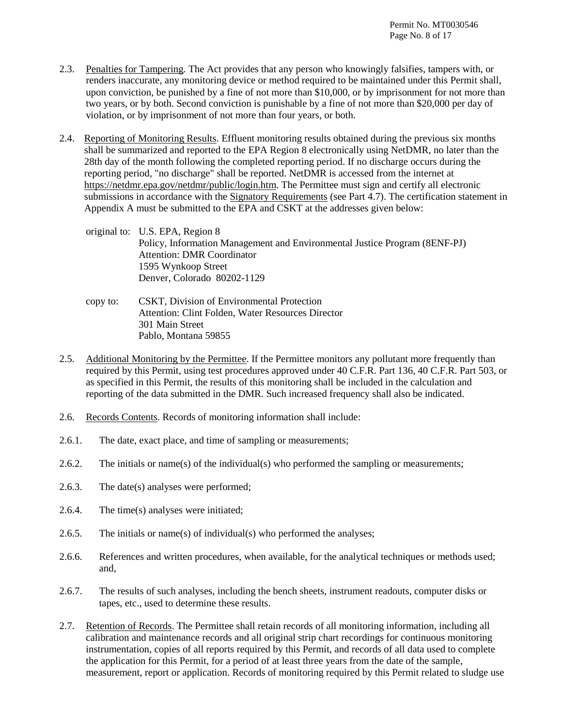2.3. <u>Penalties for Tampering</u>. The Act provides that any person who knowingly falsifies, tampers with, or renders inaccurate, any monitoring device or method required to be maintained under this Permit shall, upon conviction, be punished by a fine of not more than $10,000, or by imprisonment for not more than two years, or by both. Second conviction is punishable by a fine of not more than $20,000 per day of violation, or by imprisonment of not more than four years, or both.

2.4. <u>Reporting of Monitoring Results</u>. Effluent monitoring results obtained during the previous six months shall be summarized and reported to the EPA Region 8 electronically using NetDMR, no later than the 28th day of the month following the completed reporting period. If no discharge occurs during the reporting period, "no discharge" shall be reported. NetDMR is accessed from the internet at https://netdmr.epa.gov/netdmr/public/login.htm. The Permittee must sign and certify all electronic submissions in accordance with the <u>Signatory Requirements</u> (see Part 4.7). The certification statement in Appendix A must be submitted to the EPA and CSKT at the addresses given below:

original to: U.S. EPA, Region 8
Policy, Information Management and Environmental Justice Program (8ENF-PJ)
Attention: DMR Coordinator
1595 Wynkoop Street
Denver, Colorado 80202-1129

copy to: CSKT, Division of Environmental Protection
Attention: Clint Folden, Water Resources Director
301 Main Street
Pablo, Montana 59855

2.5. <u>Additional Monitoring by the Permittee</u>. If the Permittee monitors any pollutant more frequently than required by this Permit, using test procedures approved under 40 C.F.R. Part 136, 40 C.F.R. Part 503, or as specified in this Permit, the results of this monitoring shall be included in the calculation and reporting of the data submitted in the DMR. Such increased frequency shall also be indicated.

2.6. <u>Records Contents</u>. Records of monitoring information shall include:

2.6.1. The date, exact place, and time of sampling or measurements;

2.6.2. The initials or name(s) of the individual(s) who performed the sampling or measurements;

2.6.3. The date(s) analyses were performed;

2.6.4. The time(s) analyses were initiated;

2.6.5. The initials or name(s) of individual(s) who performed the analyses;

2.6.6. References and written procedures, when available, for the analytical techniques or methods used; and,

2.6.7. The results of such analyses, including the bench sheets, instrument readouts, computer disks or tapes, etc., used to determine these results.

2.7. <u>Retention of Records</u>. The Permittee shall retain records of all monitoring information, including all calibration and maintenance records and all original strip chart recordings for continuous monitoring instrumentation, copies of all reports required by this Permit, and records of all data used to complete the application for this Permit, for a period of at least three years from the date of the sample, measurement, report or application. Records of monitoring required by this Permit related to sludge use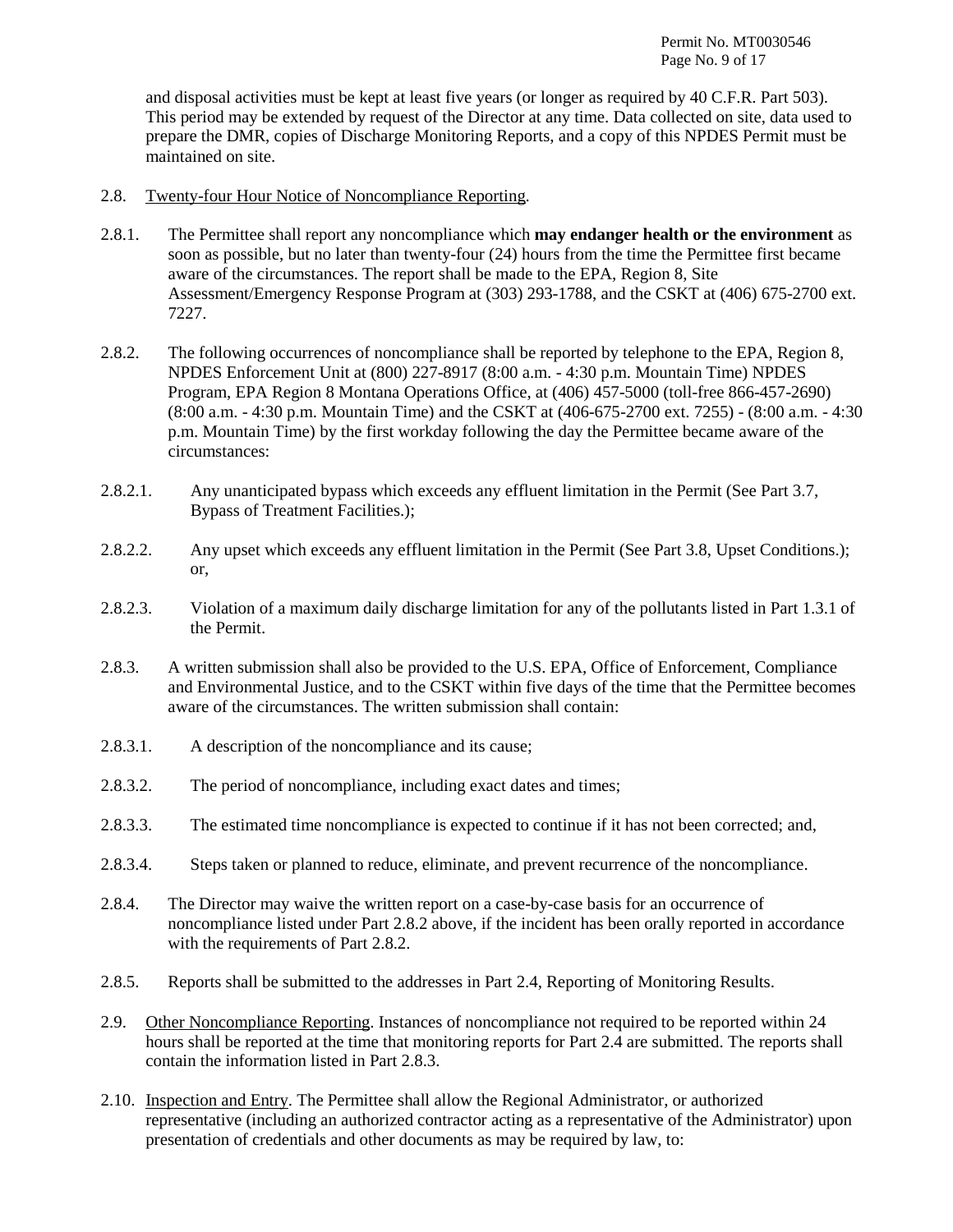and disposal activities must be kept at least five years (or longer as required by 40 C.F.R. Part 503). This period may be extended by request of the Director at any time. Data collected on site, data used to prepare the DMR, copies of Discharge Monitoring Reports, and a copy of this NPDES Permit must be maintained on site.

2.8. Twenty-four Hour Notice of Noncompliance Reporting.

2.8.1. The Permittee shall report any noncompliance which **may endanger health or the environment** as soon as possible, but no later than twenty-four (24) hours from the time the Permittee first became aware of the circumstances. The report shall be made to the EPA, Region 8, Site Assessment/Emergency Response Program at (303) 293-1788, and the CSKT at (406) 675-2700 ext. 7227.

2.8.2. The following occurrences of noncompliance shall be reported by telephone to the EPA, Region 8, NPDES Enforcement Unit at (800) 227-8917 (8:00 a.m. - 4:30 p.m. Mountain Time) NPDES Program, EPA Region 8 Montana Operations Office, at (406) 457-5000 (toll-free 866-457-2690) (8:00 a.m. - 4:30 p.m. Mountain Time) and the CSKT at (406-675-2700 ext. 7255) - (8:00 a.m. - 4:30 p.m. Mountain Time) by the first workday following the day the Permittee became aware of the circumstances:

2.8.2.1. Any unanticipated bypass which exceeds any effluent limitation in the Permit (See Part 3.7, Bypass of Treatment Facilities.);

2.8.2.2. Any upset which exceeds any effluent limitation in the Permit (See Part 3.8, Upset Conditions.); or,

2.8.2.3. Violation of a maximum daily discharge limitation for any of the pollutants listed in Part 1.3.1 of the Permit.

2.8.3. A written submission shall also be provided to the U.S. EPA, Office of Enforcement, Compliance and Environmental Justice, and to the CSKT within five days of the time that the Permittee becomes aware of the circumstances. The written submission shall contain:

2.8.3.1. A description of the noncompliance and its cause;

2.8.3.2. The period of noncompliance, including exact dates and times;

2.8.3.3. The estimated time noncompliance is expected to continue if it has not been corrected; and,

2.8.3.4. Steps taken or planned to reduce, eliminate, and prevent recurrence of the noncompliance.

2.8.4. The Director may waive the written report on a case-by-case basis for an occurrence of noncompliance listed under Part 2.8.2 above, if the incident has been orally reported in accordance with the requirements of Part 2.8.2.

2.8.5. Reports shall be submitted to the addresses in Part 2.4, Reporting of Monitoring Results.

2.9. Other Noncompliance Reporting. Instances of noncompliance not required to be reported within 24 hours shall be reported at the time that monitoring reports for Part 2.4 are submitted. The reports shall contain the information listed in Part 2.8.3.

2.10. Inspection and Entry. The Permittee shall allow the Regional Administrator, or authorized representative (including an authorized contractor acting as a representative of the Administrator) upon presentation of credentials and other documents as may be required by law, to: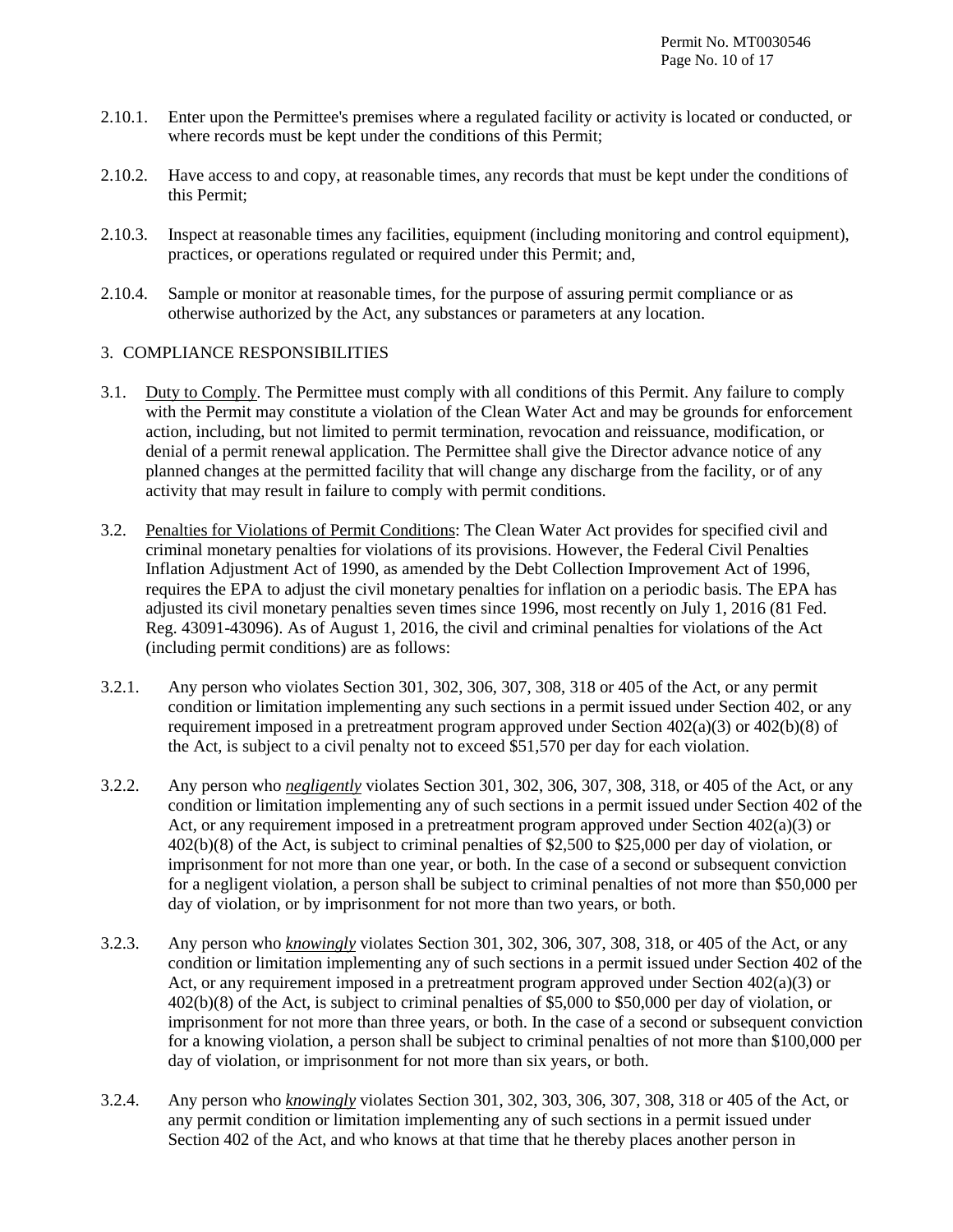2.10.1. Enter upon the Permittee's premises where a regulated facility or activity is located or conducted, or where records must be kept under the conditions of this Permit;

2.10.2. Have access to and copy, at reasonable times, any records that must be kept under the conditions of this Permit;

2.10.3. Inspect at reasonable times any facilities, equipment (including monitoring and control equipment), practices, or operations regulated or required under this Permit; and,

2.10.4. Sample or monitor at reasonable times, for the purpose of assuring permit compliance or as otherwise authorized by the Act, any substances or parameters at any location.

## 3. COMPLIANCE RESPONSIBILITIES

3.1. Duty to Comply. The Permittee must comply with all conditions of this Permit. Any failure to comply with the Permit may constitute a violation of the Clean Water Act and may be grounds for enforcement action, including, but not limited to permit termination, revocation and reissuance, modification, or denial of a permit renewal application. The Permittee shall give the Director advance notice of any planned changes at the permitted facility that will change any discharge from the facility, or of any activity that may result in failure to comply with permit conditions.

3.2. Penalties for Violations of Permit Conditions: The Clean Water Act provides for specified civil and criminal monetary penalties for violations of its provisions. However, the Federal Civil Penalties Inflation Adjustment Act of 1990, as amended by the Debt Collection Improvement Act of 1996, requires the EPA to adjust the civil monetary penalties for inflation on a periodic basis. The EPA has adjusted its civil monetary penalties seven times since 1996, most recently on July 1, 2016 (81 Fed. Reg. 43091-43096). As of August 1, 2016, the civil and criminal penalties for violations of the Act (including permit conditions) are as follows:

3.2.1. Any person who violates Section 301, 302, 306, 307, 308, 318 or 405 of the Act, or any permit condition or limitation implementing any such sections in a permit issued under Section 402, or any requirement imposed in a pretreatment program approved under Section 402(a)(3) or 402(b)(8) of the Act, is subject to a civil penalty not to exceed $51,570 per day for each violation.

3.2.2. Any person who ***negligently*** violates Section 301, 302, 306, 307, 308, 318, or 405 of the Act, or any condition or limitation implementing any of such sections in a permit issued under Section 402 of the Act, or any requirement imposed in a pretreatment program approved under Section 402(a)(3) or 402(b)(8) of the Act, is subject to criminal penalties of $2,500 to $25,000 per day of violation, or imprisonment for not more than one year, or both. In the case of a second or subsequent conviction for a negligent violation, a person shall be subject to criminal penalties of not more than $50,000 per day of violation, or by imprisonment for not more than two years, or both.

3.2.3. Any person who ***knowingly*** violates Section 301, 302, 306, 307, 308, 318, or 405 of the Act, or any condition or limitation implementing any of such sections in a permit issued under Section 402 of the Act, or any requirement imposed in a pretreatment program approved under Section 402(a)(3) or 402(b)(8) of the Act, is subject to criminal penalties of $5,000 to $50,000 per day of violation, or imprisonment for not more than three years, or both. In the case of a second or subsequent conviction for a knowing violation, a person shall be subject to criminal penalties of not more than $100,000 per day of violation, or imprisonment for not more than six years, or both.

3.2.4. Any person who ***knowingly*** violates Section 301, 302, 303, 306, 307, 308, 318 or 405 of the Act, or any permit condition or limitation implementing any of such sections in a permit issued under Section 402 of the Act, and who knows at that time that he thereby places another person in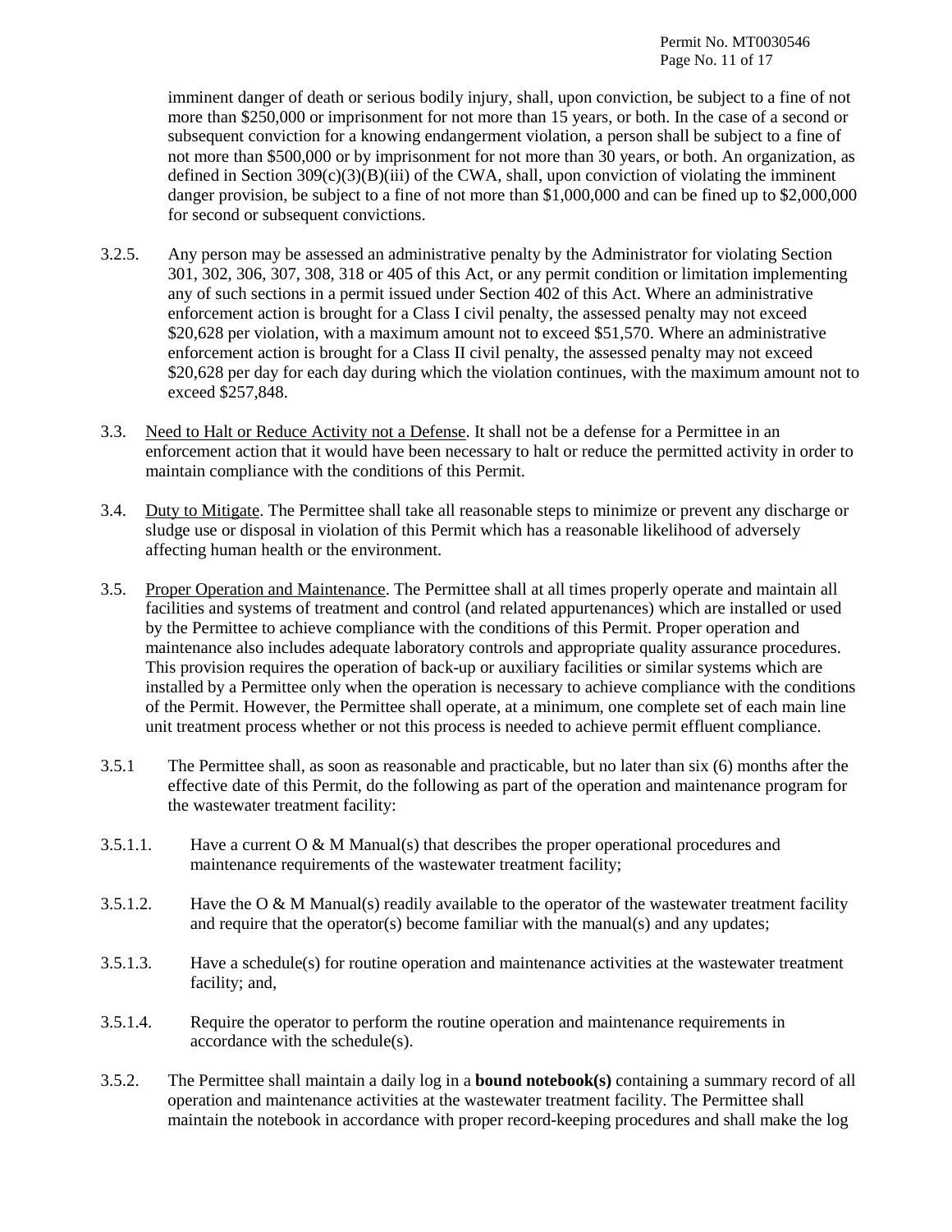imminent danger of death or serious bodily injury, shall, upon conviction, be subject to a fine of not more than $250,000 or imprisonment for not more than 15 years, or both. In the case of a second or subsequent conviction for a knowing endangerment violation, a person shall be subject to a fine of not more than $500,000 or by imprisonment for not more than 30 years, or both. An organization, as defined in Section 309(c)(3)(B)(iii) of the CWA, shall, upon conviction of violating the imminent danger provision, be subject to a fine of not more than $1,000,000 and can be fined up to $2,000,000 for second or subsequent convictions.

3.2.5. Any person may be assessed an administrative penalty by the Administrator for violating Section 301, 302, 306, 307, 308, 318 or 405 of this Act, or any permit condition or limitation implementing any of such sections in a permit issued under Section 402 of this Act. Where an administrative enforcement action is brought for a Class I civil penalty, the assessed penalty may not exceed $20,628 per violation, with a maximum amount not to exceed $51,570. Where an administrative enforcement action is brought for a Class II civil penalty, the assessed penalty may not exceed $20,628 per day for each day during which the violation continues, with the maximum amount not to exceed $257,848.

3.3. <u>Need to Halt or Reduce Activity not a Defense</u>. It shall not be a defense for a Permittee in an enforcement action that it would have been necessary to halt or reduce the permitted activity in order to maintain compliance with the conditions of this Permit.

3.4. <u>Duty to Mitigate</u>. The Permittee shall take all reasonable steps to minimize or prevent any discharge or sludge use or disposal in violation of this Permit which has a reasonable likelihood of adversely affecting human health or the environment.

3.5. <u>Proper Operation and Maintenance</u>. The Permittee shall at all times properly operate and maintain all facilities and systems of treatment and control (and related appurtenances) which are installed or used by the Permittee to achieve compliance with the conditions of this Permit. Proper operation and maintenance also includes adequate laboratory controls and appropriate quality assurance procedures. This provision requires the operation of back-up or auxiliary facilities or similar systems which are installed by a Permittee only when the operation is necessary to achieve compliance with the conditions of the Permit. However, the Permittee shall operate, at a minimum, one complete set of each main line unit treatment process whether or not this process is needed to achieve permit effluent compliance.

3.5.1 The Permittee shall, as soon as reasonable and practicable, but no later than six (6) months after the effective date of this Permit, do the following as part of the operation and maintenance program for the wastewater treatment facility:

3.5.1.1. Have a current O & M Manual(s) that describes the proper operational procedures and maintenance requirements of the wastewater treatment facility;

3.5.1.2. Have the O & M Manual(s) readily available to the operator of the wastewater treatment facility and require that the operator(s) become familiar with the manual(s) and any updates;

3.5.1.3. Have a schedule(s) for routine operation and maintenance activities at the wastewater treatment facility; and,

3.5.1.4. Require the operator to perform the routine operation and maintenance requirements in accordance with the schedule(s).

3.5.2. The Permittee shall maintain a daily log in a **bound notebook(s)** containing a summary record of all operation and maintenance activities at the wastewater treatment facility. The Permittee shall maintain the notebook in accordance with proper record-keeping procedures and shall make the log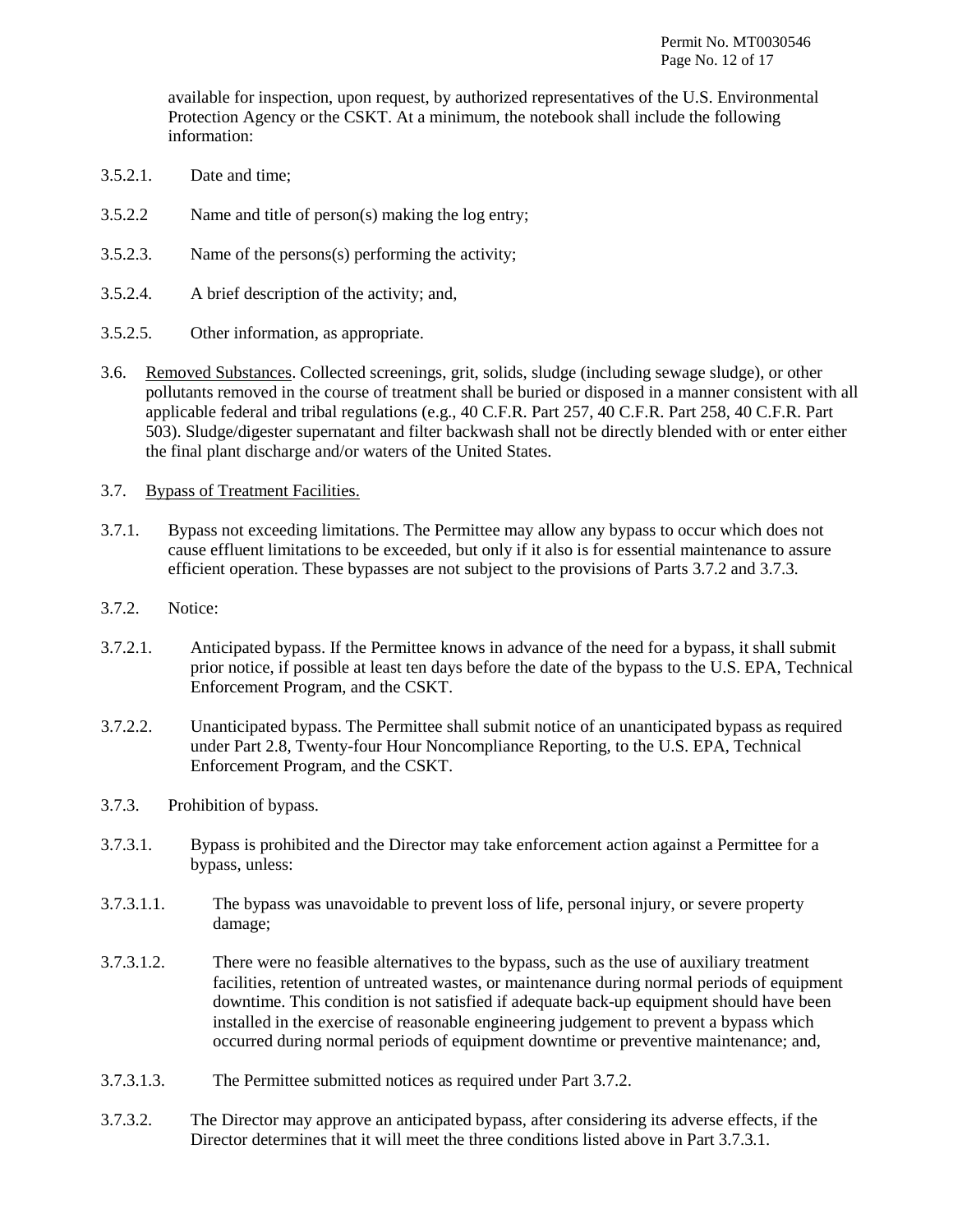available for inspection, upon request, by authorized representatives of the U.S. Environmental Protection Agency or the CSKT. At a minimum, the notebook shall include the following information:

3.5.2.1. Date and time;

3.5.2.2 Name and title of person(s) making the log entry;

3.5.2.3. Name of the persons(s) performing the activity;

3.5.2.4. A brief description of the activity; and,

3.5.2.5. Other information, as appropriate.

3.6. Removed Substances. Collected screenings, grit, solids, sludge (including sewage sludge), or other pollutants removed in the course of treatment shall be buried or disposed in a manner consistent with all applicable federal and tribal regulations (e.g., 40 C.F.R. Part 257, 40 C.F.R. Part 258, 40 C.F.R. Part 503). Sludge/digester supernatant and filter backwash shall not be directly blended with or enter either the final plant discharge and/or waters of the United States.

3.7. Bypass of Treatment Facilities.

3.7.1. Bypass not exceeding limitations. The Permittee may allow any bypass to occur which does not cause effluent limitations to be exceeded, but only if it also is for essential maintenance to assure efficient operation. These bypasses are not subject to the provisions of Parts 3.7.2 and 3.7.3.

3.7.2. Notice:

3.7.2.1. Anticipated bypass. If the Permittee knows in advance of the need for a bypass, it shall submit prior notice, if possible at least ten days before the date of the bypass to the U.S. EPA, Technical Enforcement Program, and the CSKT.

3.7.2.2. Unanticipated bypass. The Permittee shall submit notice of an unanticipated bypass as required under Part 2.8, Twenty-four Hour Noncompliance Reporting, to the U.S. EPA, Technical Enforcement Program, and the CSKT.

3.7.3. Prohibition of bypass.

3.7.3.1. Bypass is prohibited and the Director may take enforcement action against a Permittee for a bypass, unless:

3.7.3.1.1. The bypass was unavoidable to prevent loss of life, personal injury, or severe property damage;

3.7.3.1.2. There were no feasible alternatives to the bypass, such as the use of auxiliary treatment facilities, retention of untreated wastes, or maintenance during normal periods of equipment downtime. This condition is not satisfied if adequate back-up equipment should have been installed in the exercise of reasonable engineering judgement to prevent a bypass which occurred during normal periods of equipment downtime or preventive maintenance; and,

3.7.3.1.3. The Permittee submitted notices as required under Part 3.7.2.

3.7.3.2. The Director may approve an anticipated bypass, after considering its adverse effects, if the Director determines that it will meet the three conditions listed above in Part 3.7.3.1.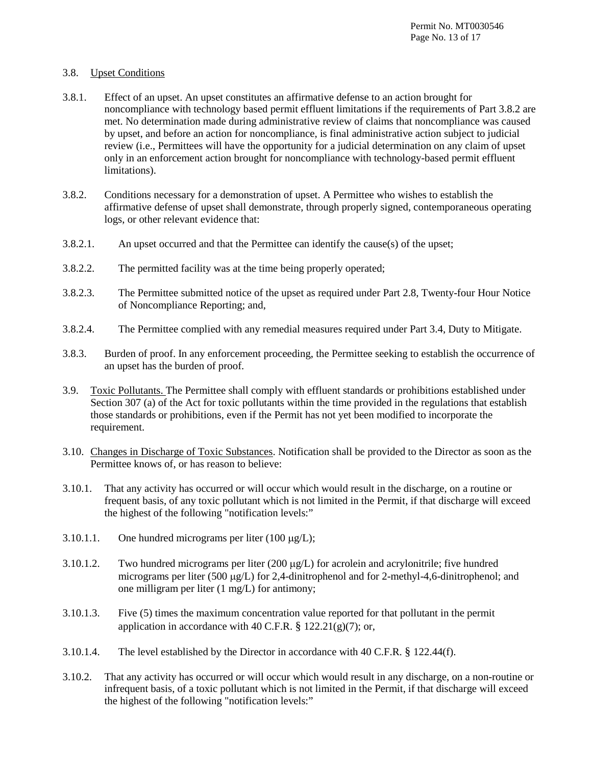3.8. Upset Conditions

3.8.1. Effect of an upset. An upset constitutes an affirmative defense to an action brought for noncompliance with technology based permit effluent limitations if the requirements of Part 3.8.2 are met. No determination made during administrative review of claims that noncompliance was caused by upset, and before an action for noncompliance, is final administrative action subject to judicial review (i.e., Permittees will have the opportunity for a judicial determination on any claim of upset only in an enforcement action brought for noncompliance with technology-based permit effluent limitations).

3.8.2. Conditions necessary for a demonstration of upset. A Permittee who wishes to establish the affirmative defense of upset shall demonstrate, through properly signed, contemporaneous operating logs, or other relevant evidence that:

3.8.2.1. An upset occurred and that the Permittee can identify the cause(s) of the upset;

3.8.2.2. The permitted facility was at the time being properly operated;

3.8.2.3. The Permittee submitted notice of the upset as required under Part 2.8, Twenty-four Hour Notice of Noncompliance Reporting; and,

3.8.2.4. The Permittee complied with any remedial measures required under Part 3.4, Duty to Mitigate.

3.8.3. Burden of proof. In any enforcement proceeding, the Permittee seeking to establish the occurrence of an upset has the burden of proof.

3.9. Toxic Pollutants. The Permittee shall comply with effluent standards or prohibitions established under Section 307 (a) of the Act for toxic pollutants within the time provided in the regulations that establish those standards or prohibitions, even if the Permit has not yet been modified to incorporate the requirement.

3.10. Changes in Discharge of Toxic Substances. Notification shall be provided to the Director as soon as the Permittee knows of, or has reason to believe:

3.10.1. That any activity has occurred or will occur which would result in the discharge, on a routine or frequent basis, of any toxic pollutant which is not limited in the Permit, if that discharge will exceed the highest of the following "notification levels:"

3.10.1.1. One hundred micrograms per liter (100 μg/L);

3.10.1.2. Two hundred micrograms per liter (200 μg/L) for acrolein and acrylonitrile; five hundred micrograms per liter (500 μg/L) for 2,4-dinitrophenol and for 2-methyl-4,6-dinitrophenol; and one milligram per liter (1 mg/L) for antimony;

3.10.1.3. Five (5) times the maximum concentration value reported for that pollutant in the permit application in accordance with 40 C.F.R. § 122.21(g)(7); or,

3.10.1.4. The level established by the Director in accordance with 40 C.F.R. § 122.44(f).

3.10.2. That any activity has occurred or will occur which would result in any discharge, on a non-routine or infrequent basis, of a toxic pollutant which is not limited in the Permit, if that discharge will exceed the highest of the following "notification levels:"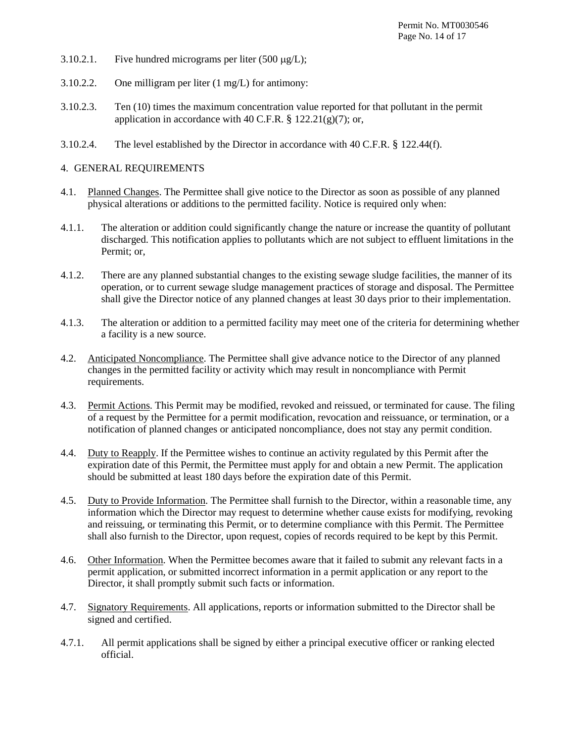3.10.2.1. Five hundred micrograms per liter (500 μg/L);

3.10.2.2. One milligram per liter (1 mg/L) for antimony:

3.10.2.3. Ten (10) times the maximum concentration value reported for that pollutant in the permit application in accordance with 40 C.F.R. § 122.21(g)(7); or,

3.10.2.4. The level established by the Director in accordance with 40 C.F.R. § 122.44(f).

## 4. GENERAL REQUIREMENTS

4.1. Planned Changes. The Permittee shall give notice to the Director as soon as possible of any planned physical alterations or additions to the permitted facility. Notice is required only when:

4.1.1. The alteration or addition could significantly change the nature or increase the quantity of pollutant discharged. This notification applies to pollutants which are not subject to effluent limitations in the Permit; or,

4.1.2. There are any planned substantial changes to the existing sewage sludge facilities, the manner of its operation, or to current sewage sludge management practices of storage and disposal. The Permittee shall give the Director notice of any planned changes at least 30 days prior to their implementation.

4.1.3. The alteration or addition to a permitted facility may meet one of the criteria for determining whether a facility is a new source.

4.2. Anticipated Noncompliance. The Permittee shall give advance notice to the Director of any planned changes in the permitted facility or activity which may result in noncompliance with Permit requirements.

4.3. Permit Actions. This Permit may be modified, revoked and reissued, or terminated for cause. The filing of a request by the Permittee for a permit modification, revocation and reissuance, or termination, or a notification of planned changes or anticipated noncompliance, does not stay any permit condition.

4.4. Duty to Reapply. If the Permittee wishes to continue an activity regulated by this Permit after the expiration date of this Permit, the Permittee must apply for and obtain a new Permit. The application should be submitted at least 180 days before the expiration date of this Permit.

4.5. Duty to Provide Information. The Permittee shall furnish to the Director, within a reasonable time, any information which the Director may request to determine whether cause exists for modifying, revoking and reissuing, or terminating this Permit, or to determine compliance with this Permit. The Permittee shall also furnish to the Director, upon request, copies of records required to be kept by this Permit.

4.6. Other Information. When the Permittee becomes aware that it failed to submit any relevant facts in a permit application, or submitted incorrect information in a permit application or any report to the Director, it shall promptly submit such facts or information.

4.7. Signatory Requirements. All applications, reports or information submitted to the Director shall be signed and certified.

4.7.1. All permit applications shall be signed by either a principal executive officer or ranking elected official.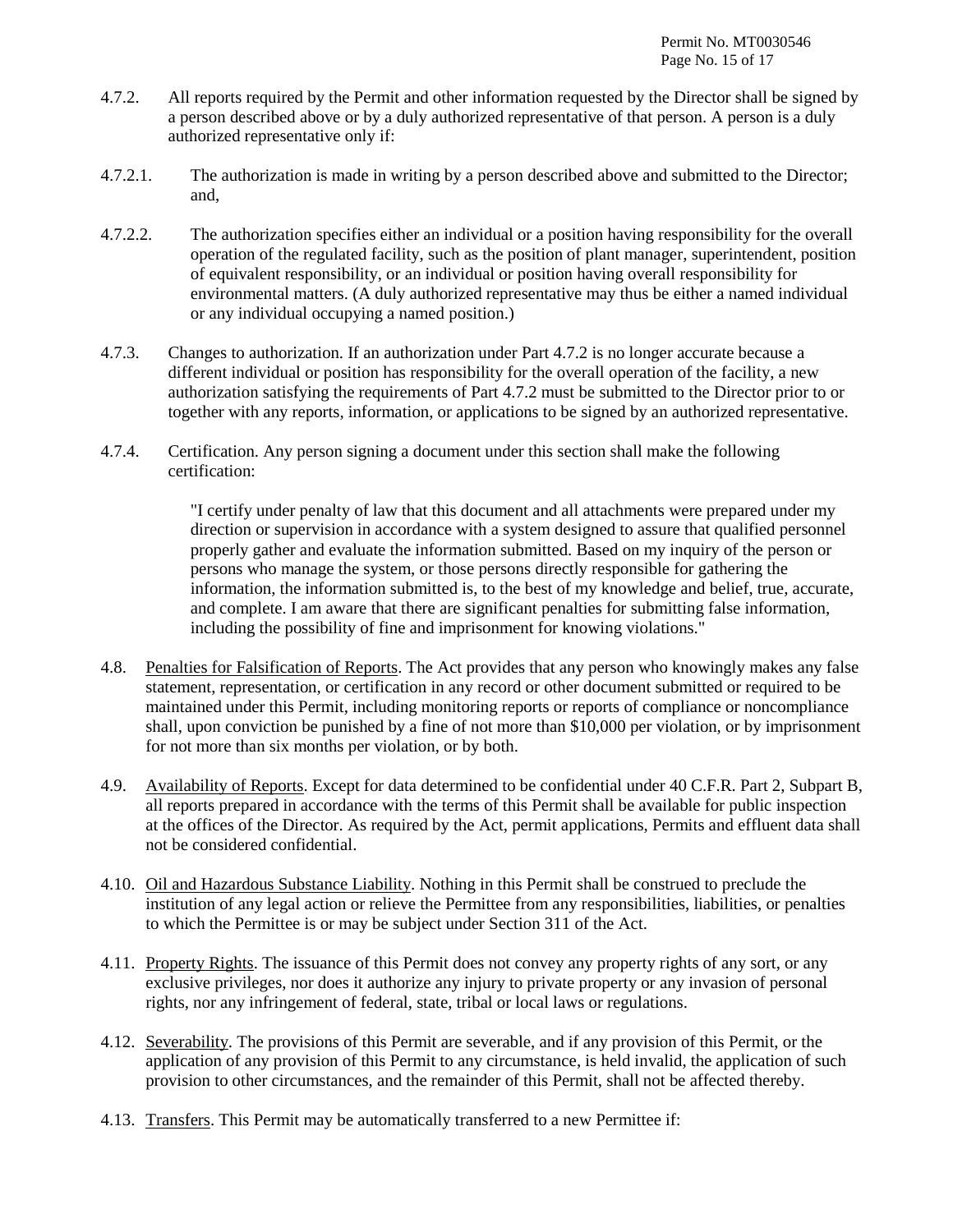4.7.2. All reports required by the Permit and other information requested by the Director shall be signed by a person described above or by a duly authorized representative of that person. A person is a duly authorized representative only if:

4.7.2.1. The authorization is made in writing by a person described above and submitted to the Director; and,

4.7.2.2. The authorization specifies either an individual or a position having responsibility for the overall operation of the regulated facility, such as the position of plant manager, superintendent, position of equivalent responsibility, or an individual or position having overall responsibility for environmental matters. (A duly authorized representative may thus be either a named individual or any individual occupying a named position.)

4.7.3. Changes to authorization. If an authorization under Part 4.7.2 is no longer accurate because a different individual or position has responsibility for the overall operation of the facility, a new authorization satisfying the requirements of Part 4.7.2 must be submitted to the Director prior to or together with any reports, information, or applications to be signed by an authorized representative.

4.7.4. Certification. Any person signing a document under this section shall make the following certification:

> "I certify under penalty of law that this document and all attachments were prepared under my direction or supervision in accordance with a system designed to assure that qualified personnel properly gather and evaluate the information submitted. Based on my inquiry of the person or persons who manage the system, or those persons directly responsible for gathering the information, the information submitted is, to the best of my knowledge and belief, true, accurate, and complete. I am aware that there are significant penalties for submitting false information, including the possibility of fine and imprisonment for knowing violations."

4.8. Penalties for Falsification of Reports. The Act provides that any person who knowingly makes any false statement, representation, or certification in any record or other document submitted or required to be maintained under this Permit, including monitoring reports or reports of compliance or noncompliance shall, upon conviction be punished by a fine of not more than $10,000 per violation, or by imprisonment for not more than six months per violation, or by both.

4.9. Availability of Reports. Except for data determined to be confidential under 40 C.F.R. Part 2, Subpart B, all reports prepared in accordance with the terms of this Permit shall be available for public inspection at the offices of the Director. As required by the Act, permit applications, Permits and effluent data shall not be considered confidential.

4.10. Oil and Hazardous Substance Liability. Nothing in this Permit shall be construed to preclude the institution of any legal action or relieve the Permittee from any responsibilities, liabilities, or penalties to which the Permittee is or may be subject under Section 311 of the Act.

4.11. Property Rights. The issuance of this Permit does not convey any property rights of any sort, or any exclusive privileges, nor does it authorize any injury to private property or any invasion of personal rights, nor any infringement of federal, state, tribal or local laws or regulations.

4.12. Severability. The provisions of this Permit are severable, and if any provision of this Permit, or the application of any provision of this Permit to any circumstance, is held invalid, the application of such provision to other circumstances, and the remainder of this Permit, shall not be affected thereby.

4.13. Transfers. This Permit may be automatically transferred to a new Permittee if: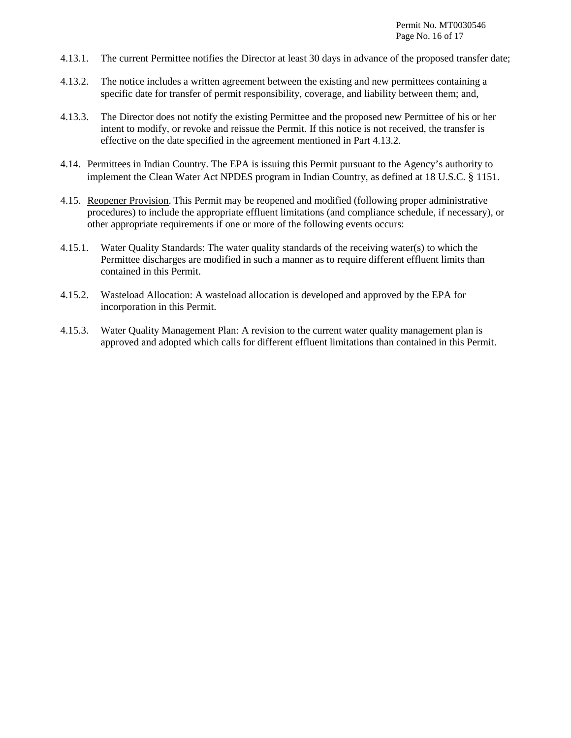4.13.1. The current Permittee notifies the Director at least 30 days in advance of the proposed transfer date;

4.13.2. The notice includes a written agreement between the existing and new permittees containing a specific date for transfer of permit responsibility, coverage, and liability between them; and,

4.13.3. The Director does not notify the existing Permittee and the proposed new Permittee of his or her intent to modify, or revoke and reissue the Permit. If this notice is not received, the transfer is effective on the date specified in the agreement mentioned in Part 4.13.2.

4.14. Permittees in Indian Country. The EPA is issuing this Permit pursuant to the Agency's authority to implement the Clean Water Act NPDES program in Indian Country, as defined at 18 U.S.C. § 1151.

4.15. Reopener Provision. This Permit may be reopened and modified (following proper administrative procedures) to include the appropriate effluent limitations (and compliance schedule, if necessary), or other appropriate requirements if one or more of the following events occurs:

4.15.1. Water Quality Standards: The water quality standards of the receiving water(s) to which the Permittee discharges are modified in such a manner as to require different effluent limits than contained in this Permit.

4.15.2. Wasteload Allocation: A wasteload allocation is developed and approved by the EPA for incorporation in this Permit.

4.15.3. Water Quality Management Plan: A revision to the current water quality management plan is approved and adopted which calls for different effluent limitations than contained in this Permit.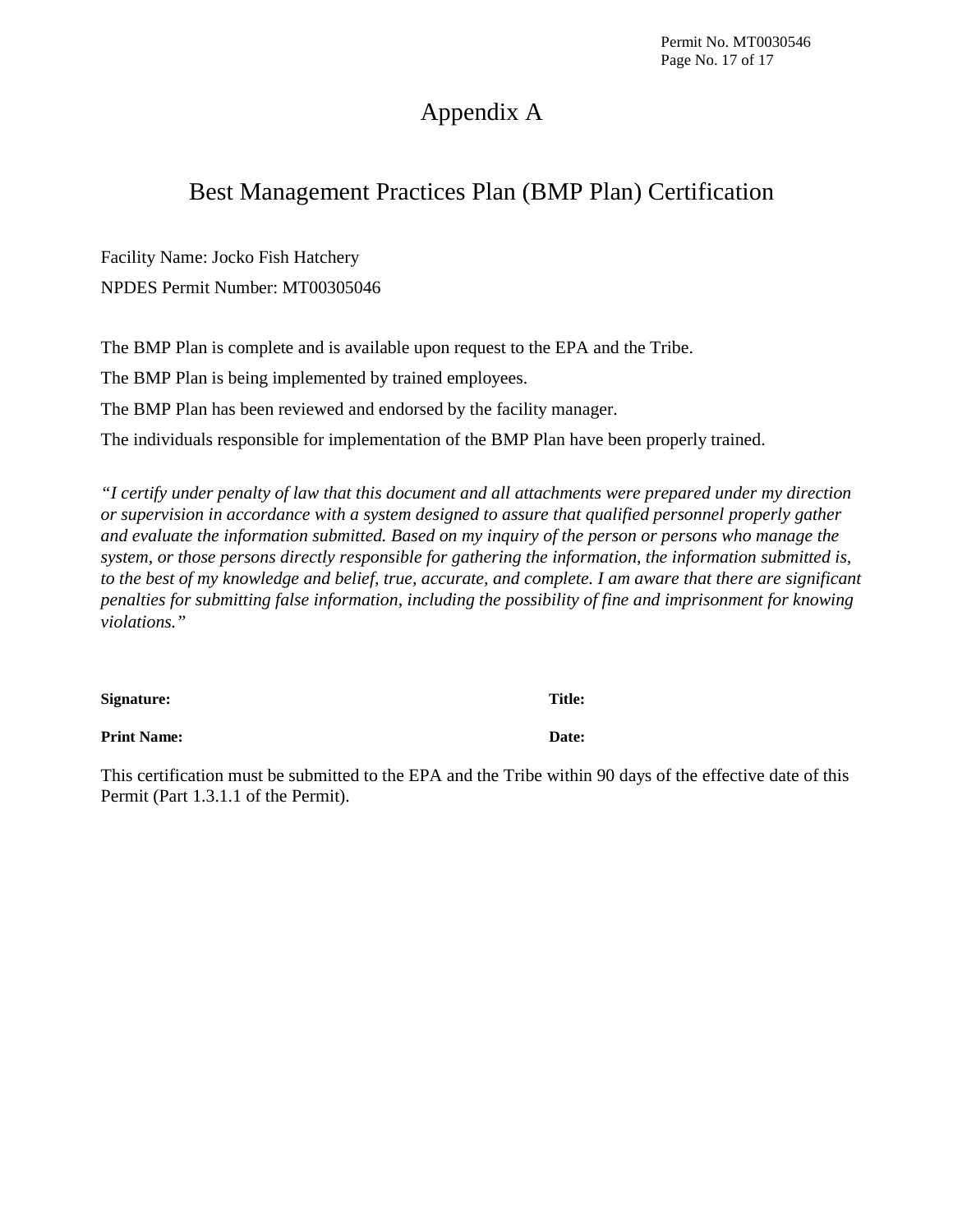# Appendix A

## Best Management Practices Plan (BMP Plan) Certification

Facility Name: Jocko Fish Hatchery

NPDES Permit Number: MT00305046

The BMP Plan is complete and is available upon request to the EPA and the Tribe.

The BMP Plan is being implemented by trained employees.

The BMP Plan has been reviewed and endorsed by the facility manager.

The individuals responsible for implementation of the BMP Plan have been properly trained.

*"I certify under penalty of law that this document and all attachments were prepared under my direction or supervision in accordance with a system designed to assure that qualified personnel properly gather and evaluate the information submitted. Based on my inquiry of the person or persons who manage the system, or those persons directly responsible for gathering the information, the information submitted is, to the best of my knowledge and belief, true, accurate, and complete. I am aware that there are significant penalties for submitting false information, including the possibility of fine and imprisonment for knowing violations."*

**Signature:** **Title:**

**Print Name:** **Date:**

This certification must be submitted to the EPA and the Tribe within 90 days of the effective date of this Permit (Part 1.3.1.1 of the Permit).